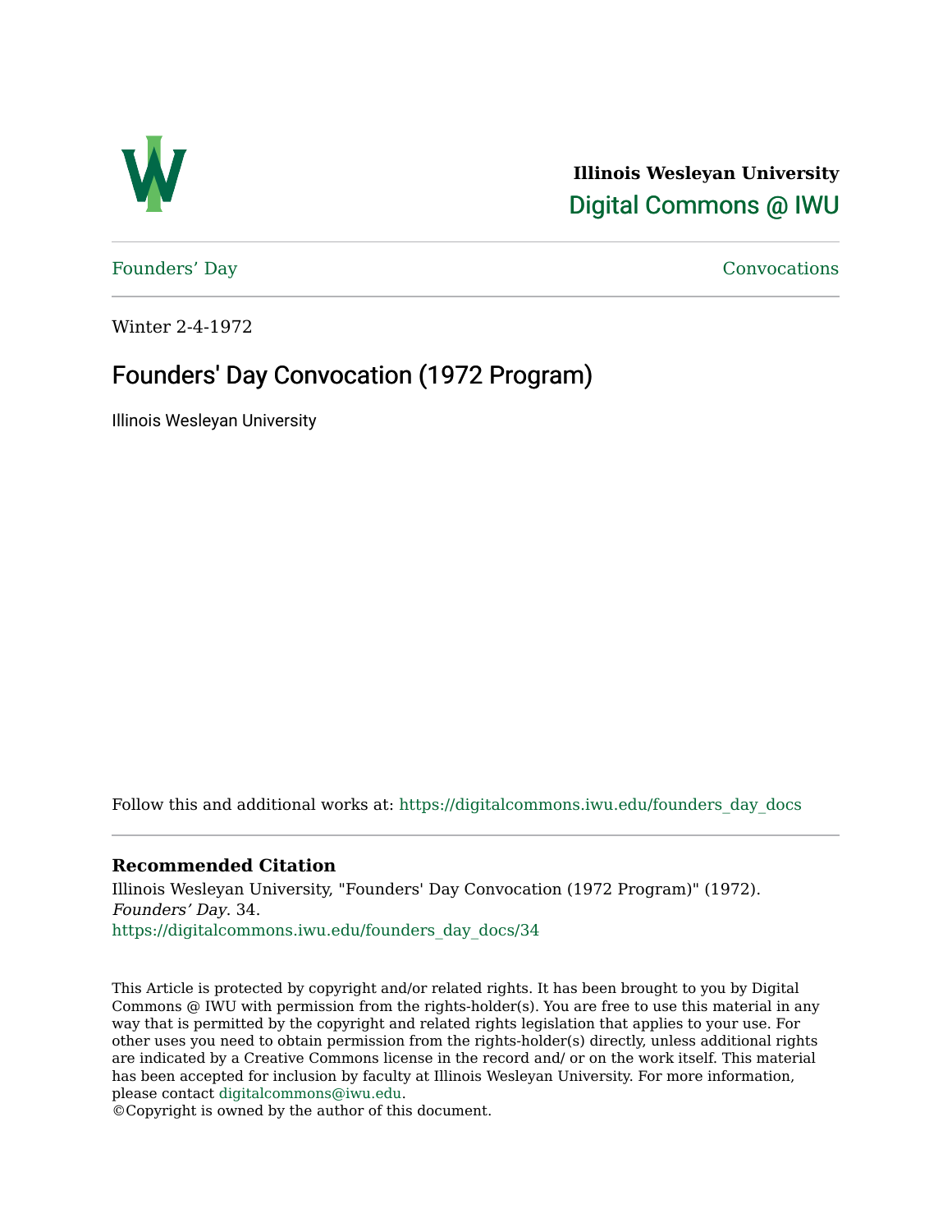**Illinois Wesleyan University**
Digital Commons @ IWU

Founders' Day | Convocations

Winter 2-4-1972

# Founders' Day Convocation (1972 Program)

Illinois Wesleyan University

Follow this and additional works at: https://digitalcommons.iwu.edu/founders_day_docs

### Recommended Citation

Illinois Wesleyan University, "Founders' Day Convocation (1972 Program)" (1972). *Founders' Day*. 34.
https://digitalcommons.iwu.edu/founders_day_docs/34

This Article is protected by copyright and/or related rights. It has been brought to you by Digital Commons @ IWU with permission from the rights-holder(s). You are free to use this material in any way that is permitted by the copyright and related rights legislation that applies to your use. For other uses you need to obtain permission from the rights-holder(s) directly, unless additional rights are indicated by a Creative Commons license in the record and/ or on the work itself. This material has been accepted for inclusion by faculty at Illinois Wesleyan University. For more information, please contact digitalcommons@iwu.edu.
©Copyright is owned by the author of this document.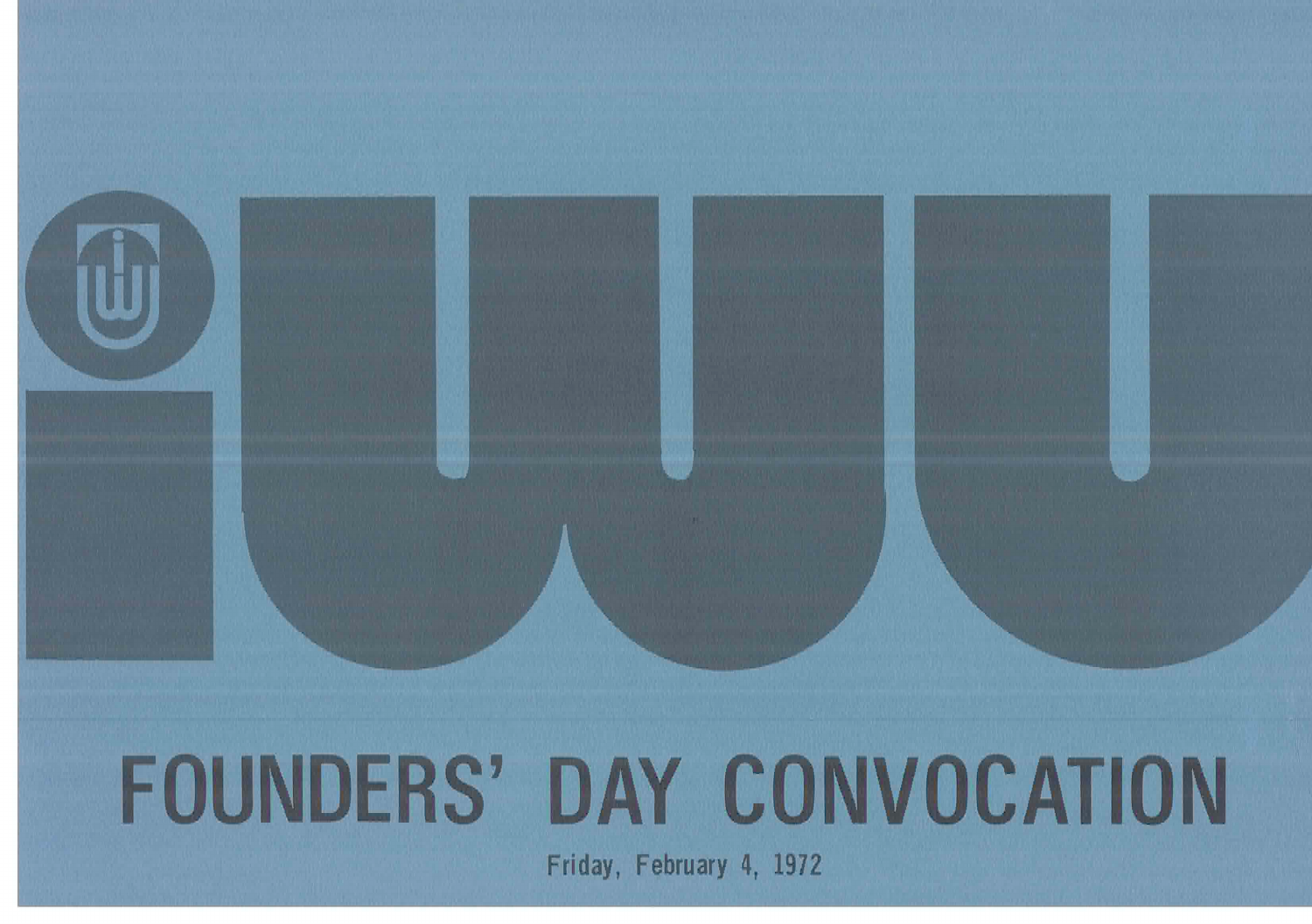# iwu

# FOUNDERS' DAY CONVOCATION

Friday, February 4, 1972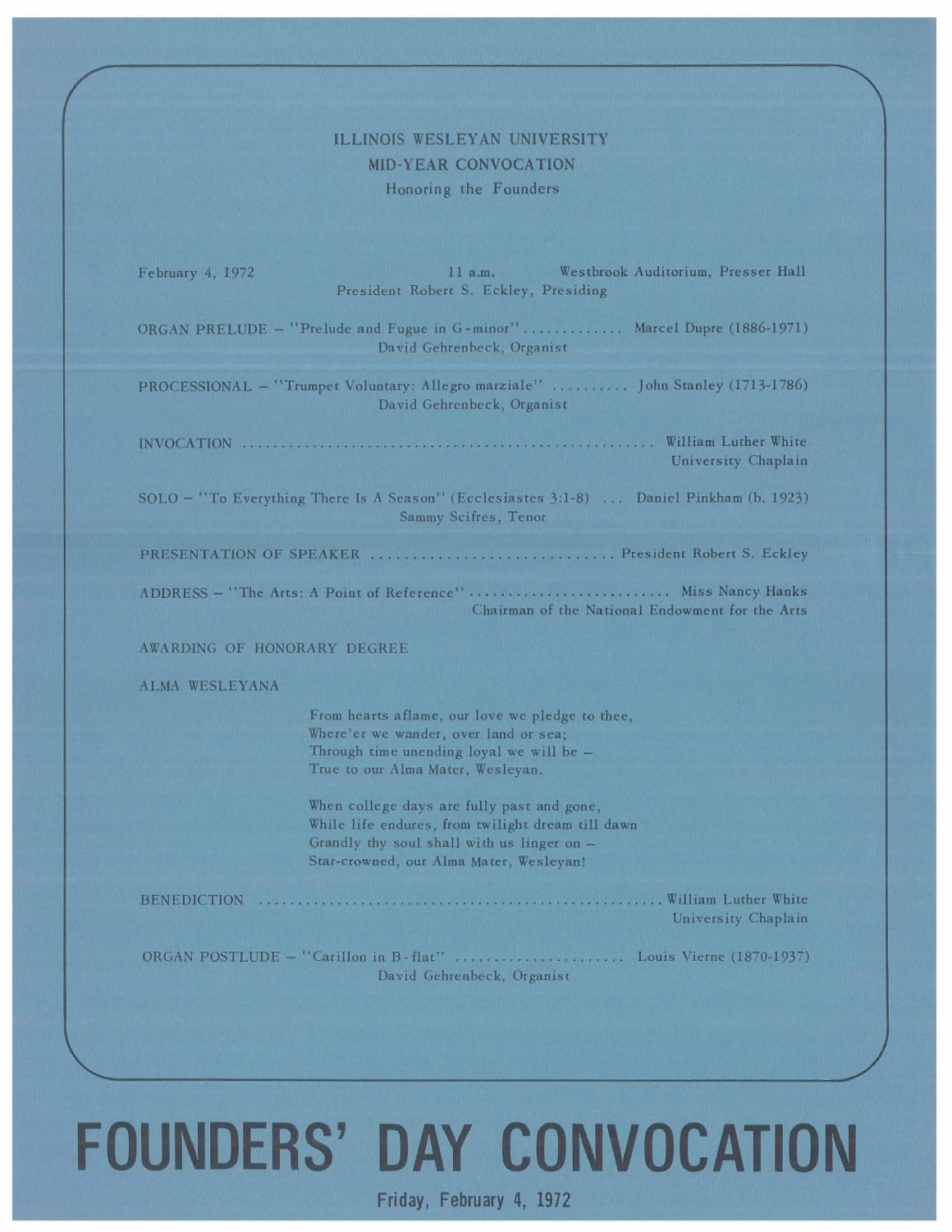# ILLINOIS WESLEYAN UNIVERSITY
## MID-YEAR CONVOCATION
### Honoring the Founders

February 4, 1972 — 11 a.m. — Westbrook Auditorium, Presser Hall
President Robert S. Eckley, Presiding

ORGAN PRELUDE – "Prelude and Fugue in G-minor" ............ Marcel Dupre (1886-1971)
David Gehrenbeck, Organist

PROCESSIONAL – "Trumpet Voluntary: Allegro marziale" .......... John Stanley (1713-1786)
David Gehrenbeck, Organist

INVOCATION .................................................... William Luther White
University Chaplain

SOLO – "To Everything There Is A Season" (Ecclesiastes 3:1-8) ... Daniel Pinkham (b. 1923)
Sammy Scifres, Tenor

PRESENTATION OF SPEAKER ............................. President Robert S. Eckley

ADDRESS – "The Arts: A Point of Reference" .......................... Miss Nancy Hanks
Chairman of the National Endowment for the Arts

AWARDING OF HONORARY DEGREE

ALMA WESLEYANA

From hearts aflame, our love we pledge to thee,
Where'er we wander, over land or sea;
Through time unending loyal we will be –
True to our Alma Mater, Wesleyan.

When college days are fully past and gone,
While life endures, from twilight dream till dawn
Grandly thy soul shall with us linger on –
Star-crowned, our Alma Mater, Wesleyan!

BENEDICTION .................................................... William Luther White
University Chaplain

ORGAN POSTLUDE – "Carillon in B-flat" ..................... Louis Vierne (1870-1937)
David Gehrenbeck, Organist

# FOUNDERS' DAY CONVOCATION

**Friday, February 4, 1972**